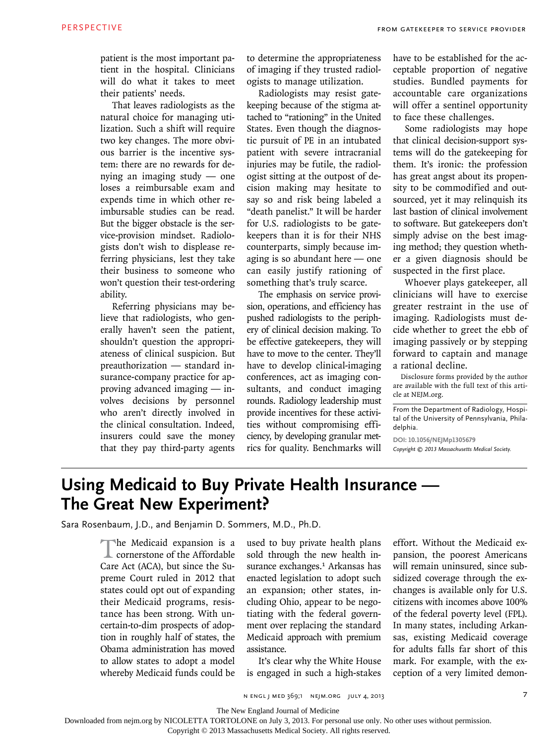patient is the most important patient in the hospital. Clinicians will do what it takes to meet their patients' needs.

That leaves radiologists as the natural choice for managing utilization. Such a shift will require two key changes. The more obvious barrier is the incentive system: there are no rewards for denying an imaging study — one loses a reimbursable exam and expends time in which other reimbursable studies can be read. But the bigger obstacle is the service-provision mindset. Radiologists don't wish to displease referring physicians, lest they take their business to someone who won't question their test-ordering ability.

Referring physicians may believe that radiologists, who generally haven't seen the patient, shouldn't question the appropriateness of clinical suspicion. But preauthorization — standard insurance-company practice for approving advanced imaging — involves decisions by personnel who aren't directly involved in the clinical consultation. Indeed, insurers could save the money that they pay third-party agents to determine the appropriateness of imaging if they trusted radiologists to manage utilization.

Radiologists may resist gatekeeping because of the stigma attached to "rationing" in the United States. Even though the diagnostic pursuit of PE in an intubated patient with severe intracranial injuries may be futile, the radiologist sitting at the outpost of decision making may hesitate to say so and risk being labeled a "death panelist." It will be harder for U.S. radiologists to be gatekeepers than it is for their NHS counterparts, simply because imaging is so abundant here — one can easily justify rationing of something that's truly scarce.

The emphasis on service provision, operations, and efficiency has pushed radiologists to the periphery of clinical decision making. To be effective gatekeepers, they will have to move to the center. They'll have to develop clinical-imaging conferences, act as imaging consultants, and conduct imaging rounds. Radiology leadership must provide incentives for these activities without compromising efficiency, by developing granular metrics for quality. Benchmarks will have to be established for the acceptable proportion of negative studies. Bundled payments for accountable care organizations will offer a sentinel opportunity to face these challenges.

Some radiologists may hope that clinical decision-support systems will do the gatekeeping for them. It's ironic: the profession has great angst about its propensity to be commodified and outsourced, yet it may relinquish its last bastion of clinical involvement to software. But gatekeepers don't simply advise on the best imaging method; they question whether a given diagnosis should be suspected in the first place.

Whoever plays gatekeeper, all clinicians will have to exercise greater restraint in the use of imaging. Radiologists must decide whether to greet the ebb of imaging passively or by stepping forward to captain and manage a rational decline.

Disclosure forms provided by the author are available with the full text of this article at NEJM.org.

From the Department of Radiology, Hospital of the University of Pennsylvania, Philadelphia.

DOI: 10.1056/NEJMp1305679

*Copyright © 2013 Massachusetts Medical Society.*

# Using Medicaid to Buy Private Health Insurance — The Great New Experiment?

Sara Rosenbaum, J.D., and Benjamin D. Sommers, M.D., Ph.D.

The Medicaid expansion is a cornerstone of the Affordable Care Act (ACA), but since the Supreme Court ruled in 2012 that states could opt out of expanding their Medicaid programs, resistance has been strong. With uncertain-to-dim prospects of adoption in roughly half of states, the Obama administration has moved to allow states to adopt a model whereby Medicaid funds could be used to buy private health plans sold through the new health insurance exchanges.[1] Arkansas has enacted legislation to adopt such an expansion; other states, including Ohio, appear to be negotiating with the federal government over replacing the standard Medicaid approach with premium assistance.

It's clear why the White House is engaged in such a high-stakes effort. Without the Medicaid expansion, the poorest Americans will remain uninsured, since subsidized coverage through the exchanges is available only for U.S. citizens with incomes above 100% of the federal poverty level (FPL). In many states, including Arkansas, existing Medicaid coverage for adults falls far short of this mark. For example, with the exception of a very limited demon-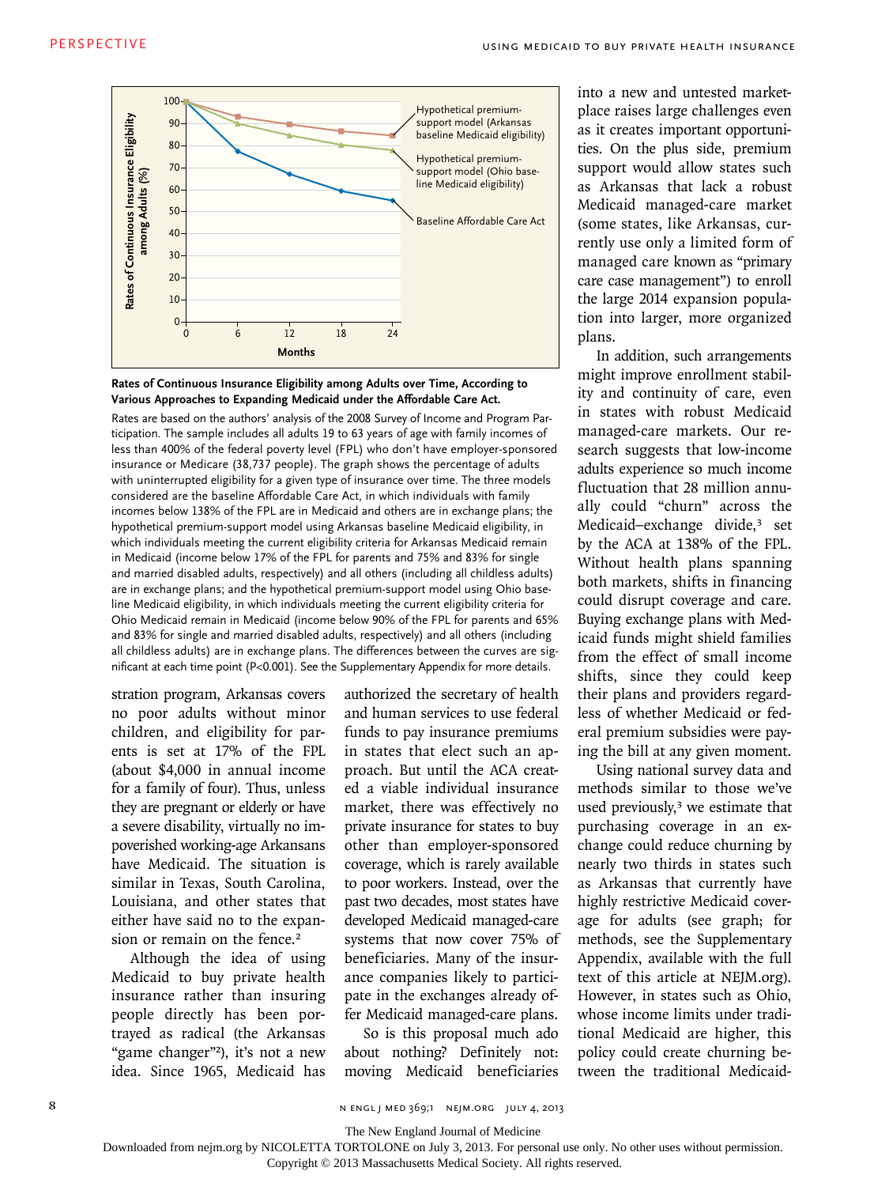**Rates of Continuous Insurance Eligibility among Adults over Time, According to Various Approaches to Expanding Medicaid under the Affordable Care Act.**

Rates are based on the authors' analysis of the 2008 Survey of Income and Program Participation. The sample includes all adults 19 to 63 years of age with family incomes of less than 400% of the federal poverty level (FPL) who don't have employer-sponsored insurance or Medicare (38,737 people). The graph shows the percentage of adults with uninterrupted eligibility for a given type of insurance over time. The three models considered are the baseline Affordable Care Act, in which individuals with family incomes below 138% of the FPL are in Medicaid and others are in exchange plans; the hypothetical premium-support model using Arkansas baseline Medicaid eligibility, in which individuals meeting the current eligibility criteria for Arkansas Medicaid remain in Medicaid (income below 17% of the FPL for parents and 75% and 83% for single and married disabled adults, respectively) and all others (including all childless adults) are in exchange plans; and the hypothetical premium-support model using Ohio baseline Medicaid eligibility, in which individuals meeting the current eligibility criteria for Ohio Medicaid remain in Medicaid (income below 90% of the FPL for parents and 65% and 83% for single and married disabled adults, respectively) and all others (including all childless adults) are in exchange plans. The differences between the curves are significant at each time point (P<0.001). See the Supplementary Appendix for more details.

stration program, Arkansas covers no poor adults without minor children, and eligibility for parents is set at 17% of the FPL (about $4,000 in annual income for a family of four). Thus, unless they are pregnant or elderly or have a severe disability, virtually no impoverished working-age Arkansans have Medicaid. The situation is similar in Texas, South Carolina, Louisiana, and other states that either have said no to the expansion or remain on the fence.[2]

Although the idea of using Medicaid to buy private health insurance rather than insuring people directly has been portrayed as radical (the Arkansas "game changer"[2]), it's not a new idea. Since 1965, Medicaid has authorized the secretary of health and human services to use federal funds to pay insurance premiums in states that elect such an approach. But until the ACA created a viable individual insurance market, there was effectively no private insurance for states to buy other than employer-sponsored coverage, which is rarely available to poor workers. Instead, over the past two decades, most states have developed Medicaid managed-care systems that now cover 75% of beneficiaries. Many of the insurance companies likely to participate in the exchanges already offer Medicaid managed-care plans.

So is this proposal much ado about nothing? Definitely not: moving Medicaid beneficiaries into a new and untested marketplace raises large challenges even as it creates important opportunities. On the plus side, premium support would allow states such as Arkansas that lack a robust Medicaid managed-care market (some states, like Arkansas, currently use only a limited form of managed care known as "primary care case management") to enroll the large 2014 expansion population into larger, more organized plans.

In addition, such arrangements might improve enrollment stability and continuity of care, even in states with robust Medicaid managed-care markets. Our research suggests that low-income adults experience so much income fluctuation that 28 million annually could "churn" across the Medicaid–exchange divide,[3] set by the ACA at 138% of the FPL. Without health plans spanning both markets, shifts in financing could disrupt coverage and care. Buying exchange plans with Medicaid funds might shield families from the effect of small income shifts, since they could keep their plans and providers regardless of whether Medicaid or federal premium subsidies were paying the bill at any given moment.

Using national survey data and methods similar to those we've used previously,[3] we estimate that purchasing coverage in an exchange could reduce churning by nearly two thirds in states such as Arkansas that currently have highly restrictive Medicaid coverage for adults (see graph; for methods, see the Supplementary Appendix, available with the full text of this article at NEJM.org). However, in states such as Ohio, whose income limits under traditional Medicaid are higher, this policy could create churning between the traditional Medicaid-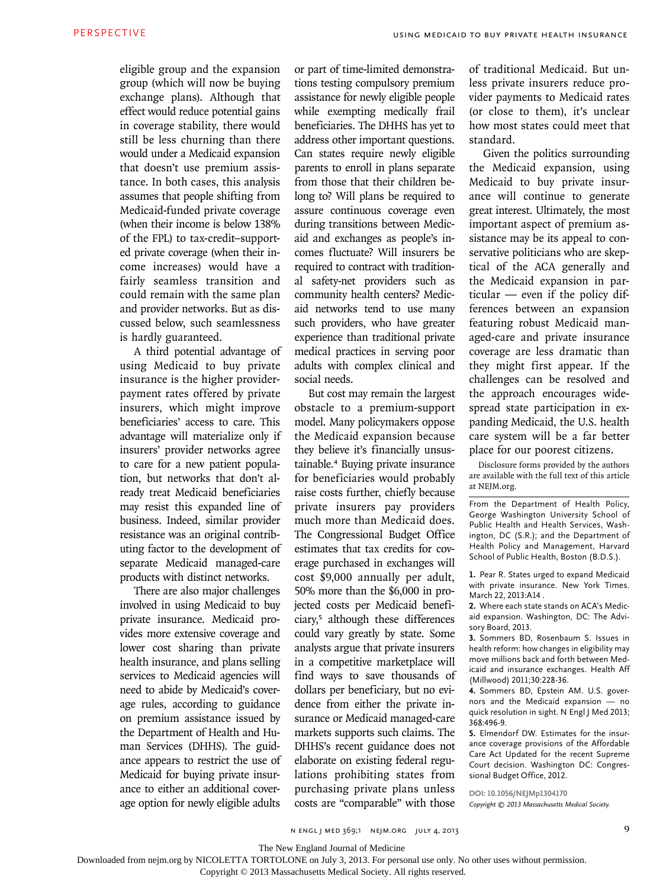eligible group and the expansion group (which will now be buying exchange plans). Although that effect would reduce potential gains in coverage stability, there would still be less churning than there would under a Medicaid expansion that doesn't use premium assistance. In both cases, this analysis assumes that people shifting from Medicaid-funded private coverage (when their income is below 138% of the FPL) to tax-credit–supported private coverage (when their income increases) would have a fairly seamless transition and could remain with the same plan and provider networks. But as discussed below, such seamlessness is hardly guaranteed.

A third potential advantage of using Medicaid to buy private insurance is the higher provider-payment rates offered by private insurers, which might improve beneficiaries' access to care. This advantage will materialize only if insurers' provider networks agree to care for a new patient population, but networks that don't already treat Medicaid beneficiaries may resist this expanded line of business. Indeed, similar provider resistance was an original contributing factor to the development of separate Medicaid managed-care products with distinct networks.

There are also major challenges involved in using Medicaid to buy private insurance. Medicaid provides more extensive coverage and lower cost sharing than private health insurance, and plans selling services to Medicaid agencies will need to abide by Medicaid's coverage rules, according to guidance on premium assistance issued by the Department of Health and Human Services (DHHS). The guidance appears to restrict the use of Medicaid for buying private insurance to either an additional coverage option for newly eligible adults or part of time-limited demonstrations testing compulsory premium assistance for newly eligible people while exempting medically frail beneficiaries. The DHHS has yet to address other important questions. Can states require newly eligible parents to enroll in plans separate from those that their children belong to? Will plans be required to assure continuous coverage even during transitions between Medicaid and exchanges as people's incomes fluctuate? Will insurers be required to contract with traditional safety-net providers such as community health centers? Medicaid networks tend to use many such providers, who have greater experience than traditional private medical practices in serving poor adults with complex clinical and social needs.

But cost may remain the largest obstacle to a premium-support model. Many policymakers oppose the Medicaid expansion because they believe it's financially unsustainable.[4] Buying private insurance for beneficiaries would probably raise costs further, chiefly because private insurers pay providers much more than Medicaid does. The Congressional Budget Office estimates that tax credits for coverage purchased in exchanges will cost $9,000 annually per adult, 50% more than the $6,000 in projected costs per Medicaid beneficiary,[5] although these differences could vary greatly by state. Some analysts argue that private insurers in a competitive marketplace will find ways to save thousands of dollars per beneficiary, but no evidence from either the private insurance or Medicaid managed-care markets supports such claims. The DHHS's recent guidance does not elaborate on existing federal regulations prohibiting states from purchasing private plans unless costs are "comparable" with those of traditional Medicaid. But unless private insurers reduce provider payments to Medicaid rates (or close to them), it's unclear how most states could meet that standard.

Given the politics surrounding the Medicaid expansion, using Medicaid to buy private insurance will continue to generate great interest. Ultimately, the most important aspect of premium assistance may be its appeal to conservative politicians who are skeptical of the ACA generally and the Medicaid expansion in particular — even if the policy differences between an expansion featuring robust Medicaid managed-care and private insurance coverage are less dramatic than they might first appear. If the challenges can be resolved and the approach encourages widespread state participation in expanding Medicaid, the U.S. health care system will be a far better place for our poorest citizens.

Disclosure forms provided by the authors are available with the full text of this article at NEJM.org.

From the Department of Health Policy, George Washington University School of Public Health and Health Services, Washington, DC (S.R.); and the Department of Health Policy and Management, Harvard School of Public Health, Boston (B.D.S.).

1. Pear R. States urged to expand Medicaid with private insurance. New York Times. March 22, 2013:A14 .
2. Where each state stands on ACA's Medicaid expansion. Washington, DC: The Advisory Board, 2013.
3. Sommers BD, Rosenbaum S. Issues in health reform: how changes in eligibility may move millions back and forth between Medicaid and insurance exchanges. Health Aff (Millwood) 2011;30:228-36.
4. Sommers BD, Epstein AM. U.S. governors and the Medicaid expansion — no quick resolution in sight. N Engl J Med 2013; 368:496-9.
5. Elmendorf DW. Estimates for the insurance coverage provisions of the Affordable Care Act Updated for the recent Supreme Court decision. Washington DC: Congressional Budget Office, 2012.

DOI: 10.1056/NEJMp1304170
*Copyright © 2013 Massachusetts Medical Society.*